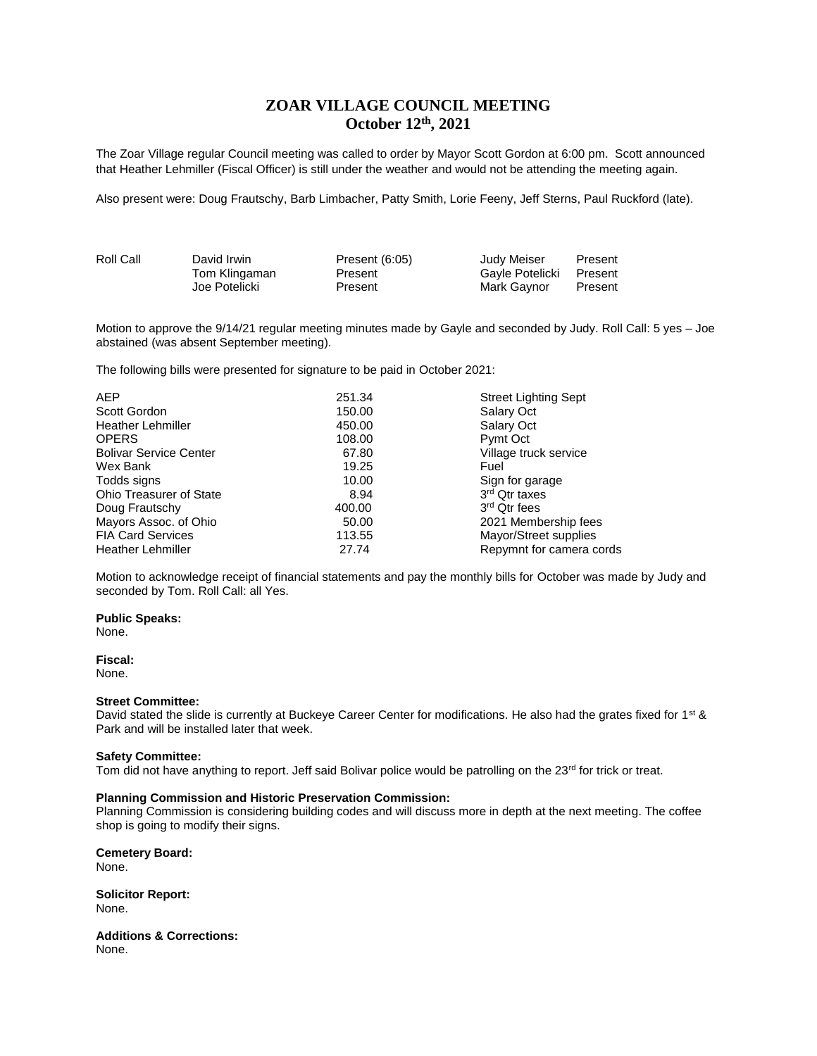# ZOAR VILLAGE COUNCIL MEETING
## October 12th, 2021

The Zoar Village regular Council meeting was called to order by Mayor Scott Gordon at 6:00 pm. Scott announced that Heather Lehmiller (Fiscal Officer) is still under the weather and would not be attending the meeting again.

Also present were: Doug Frautschy, Barb Limbacher, Patty Smith, Lorie Feeny, Jeff Sterns, Paul Ruckford (late).

| Roll Call | David Irwin | Present (6:05) | Judy Meiser | Present |
|---|---|---|---|---|
| | Tom Klingaman | Present | Gayle Potelicki | Present |
| | Joe Potelicki | Present | Mark Gaynor | Present |

Motion to approve the 9/14/21 regular meeting minutes made by Gayle and seconded by Judy. Roll Call: 5 yes – Joe abstained (was absent September meeting).

The following bills were presented for signature to be paid in October 2021:

| | | |
|---|---|---|
| AEP | 251.34 | Street Lighting Sept |
| Scott Gordon | 150.00 | Salary Oct |
| Heather Lehmiller | 450.00 | Salary Oct |
| OPERS | 108.00 | Pymt Oct |
| Bolivar Service Center | 67.80 | Village truck service |
| Wex Bank | 19.25 | Fuel |
| Todds signs | 10.00 | Sign for garage |
| Ohio Treasurer of State | 8.94 | 3rd Qtr taxes |
| Doug Frautschy | 400.00 | 3rd Qtr fees |
| Mayors Assoc. of Ohio | 50.00 | 2021 Membership fees |
| FIA Card Services | 113.55 | Mayor/Street supplies |
| Heather Lehmiller | 27.74 | Repymnt for camera cords |

Motion to acknowledge receipt of financial statements and pay the monthly bills for October was made by Judy and seconded by Tom. Roll Call: all Yes.

**Public Speaks:**
None.

**Fiscal:**
None.

**Street Committee:**
David stated the slide is currently at Buckeye Career Center for modifications. He also had the grates fixed for 1st & Park and will be installed later that week.

**Safety Committee:**
Tom did not have anything to report. Jeff said Bolivar police would be patrolling on the 23rd for trick or treat.

**Planning Commission and Historic Preservation Commission:**
Planning Commission is considering building codes and will discuss more in depth at the next meeting. The coffee shop is going to modify their signs.

**Cemetery Board:**
None.

**Solicitor Report:**
None.

**Additions & Corrections:**
None.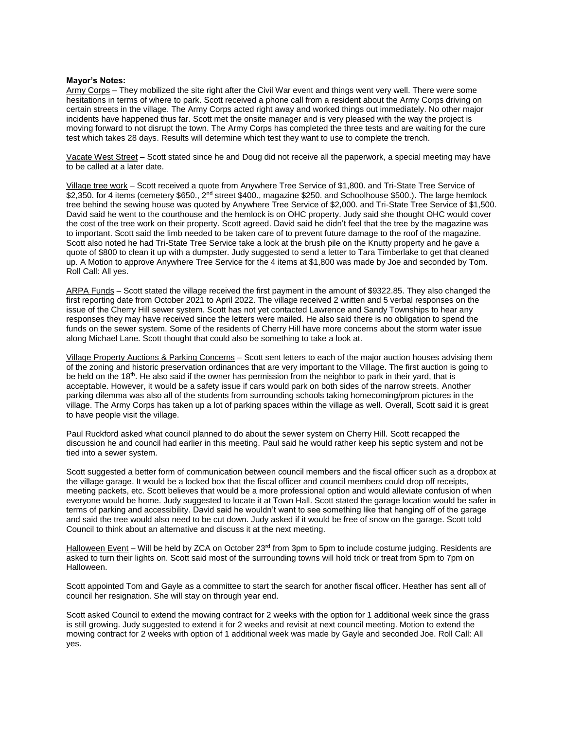**Mayor's Notes:**

Army Corps – They mobilized the site right after the Civil War event and things went very well. There were some hesitations in terms of where to park. Scott received a phone call from a resident about the Army Corps driving on certain streets in the village. The Army Corps acted right away and worked things out immediately. No other major incidents have happened thus far. Scott met the onsite manager and is very pleased with the way the project is moving forward to not disrupt the town. The Army Corps has completed the three tests and are waiting for the cure test which takes 28 days. Results will determine which test they want to use to complete the trench.

Vacate West Street – Scott stated since he and Doug did not receive all the paperwork, a special meeting may have to be called at a later date.

Village tree work – Scott received a quote from Anywhere Tree Service of $1,800. and Tri-State Tree Service of $2,350. for 4 items (cemetery $650., 2nd street $400., magazine $250. and Schoolhouse $500.). The large hemlock tree behind the sewing house was quoted by Anywhere Tree Service of $2,000. and Tri-State Tree Service of $1,500. David said he went to the courthouse and the hemlock is on OHC property. Judy said she thought OHC would cover the cost of the tree work on their property. Scott agreed. David said he didn't feel that the tree by the magazine was to important. Scott said the limb needed to be taken care of to prevent future damage to the roof of the magazine. Scott also noted he had Tri-State Tree Service take a look at the brush pile on the Knutty property and he gave a quote of $800 to clean it up with a dumpster. Judy suggested to send a letter to Tara Timberlake to get that cleaned up. A Motion to approve Anywhere Tree Service for the 4 items at $1,800 was made by Joe and seconded by Tom. Roll Call: All yes.

ARPA Funds – Scott stated the village received the first payment in the amount of $9322.85. They also changed the first reporting date from October 2021 to April 2022. The village received 2 written and 5 verbal responses on the issue of the Cherry Hill sewer system. Scott has not yet contacted Lawrence and Sandy Townships to hear any responses they may have received since the letters were mailed. He also said there is no obligation to spend the funds on the sewer system. Some of the residents of Cherry Hill have more concerns about the storm water issue along Michael Lane. Scott thought that could also be something to take a look at.

Village Property Auctions & Parking Concerns – Scott sent letters to each of the major auction houses advising them of the zoning and historic preservation ordinances that are very important to the Village. The first auction is going to be held on the 18th. He also said if the owner has permission from the neighbor to park in their yard, that is acceptable. However, it would be a safety issue if cars would park on both sides of the narrow streets. Another parking dilemma was also all of the students from surrounding schools taking homecoming/prom pictures in the village. The Army Corps has taken up a lot of parking spaces within the village as well. Overall, Scott said it is great to have people visit the village.

Paul Ruckford asked what council planned to do about the sewer system on Cherry Hill. Scott recapped the discussion he and council had earlier in this meeting. Paul said he would rather keep his septic system and not be tied into a sewer system.

Scott suggested a better form of communication between council members and the fiscal officer such as a dropbox at the village garage. It would be a locked box that the fiscal officer and council members could drop off receipts, meeting packets, etc. Scott believes that would be a more professional option and would alleviate confusion of when everyone would be home. Judy suggested to locate it at Town Hall. Scott stated the garage location would be safer in terms of parking and accessibility. David said he wouldn't want to see something like that hanging off of the garage and said the tree would also need to be cut down. Judy asked if it would be free of snow on the garage. Scott told Council to think about an alternative and discuss it at the next meeting.

Halloween Event – Will be held by ZCA on October 23rd from 3pm to 5pm to include costume judging. Residents are asked to turn their lights on. Scott said most of the surrounding towns will hold trick or treat from 5pm to 7pm on Halloween.

Scott appointed Tom and Gayle as a committee to start the search for another fiscal officer. Heather has sent all of council her resignation. She will stay on through year end.

Scott asked Council to extend the mowing contract for 2 weeks with the option for 1 additional week since the grass is still growing. Judy suggested to extend it for 2 weeks and revisit at next council meeting. Motion to extend the mowing contract for 2 weeks with option of 1 additional week was made by Gayle and seconded Joe. Roll Call: All yes.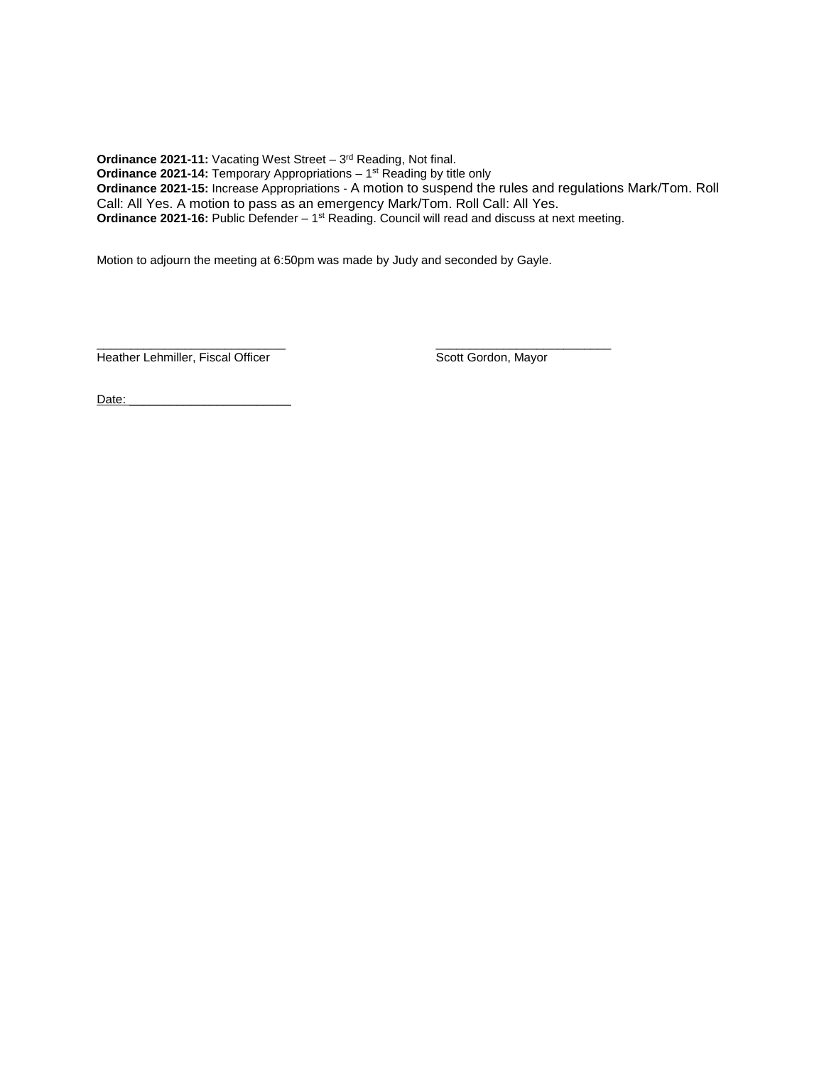**Ordinance 2021-11:** Vacating West Street – 3rd Reading, Not final.
**Ordinance 2021-14:** Temporary Appropriations – 1st Reading by title only
**Ordinance 2021-15:** Increase Appropriations - A motion to suspend the rules and regulations Mark/Tom. Roll Call: All Yes. A motion to pass as an emergency Mark/Tom. Roll Call: All Yes.
**Ordinance 2021-16:** Public Defender – 1st Reading. Council will read and discuss at next meeting.

Motion to adjourn the meeting at 6:50pm was made by Judy and seconded by Gayle.

| | |
|---|---|
| ____________________________ | ____________________________ |
| Heather Lehmiller, Fiscal Officer | Scott Gordon, Mayor |

Date:________________________